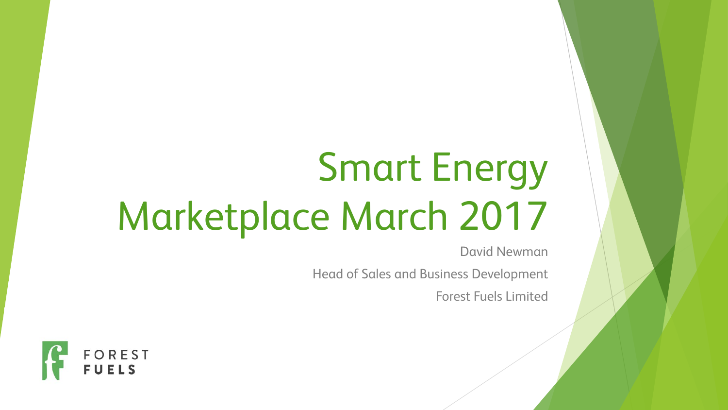# Smart Energy Marketplace March 2017

David Newman

Head of Sales and Business Development

Forest Fuels Limited

FOREST FUELS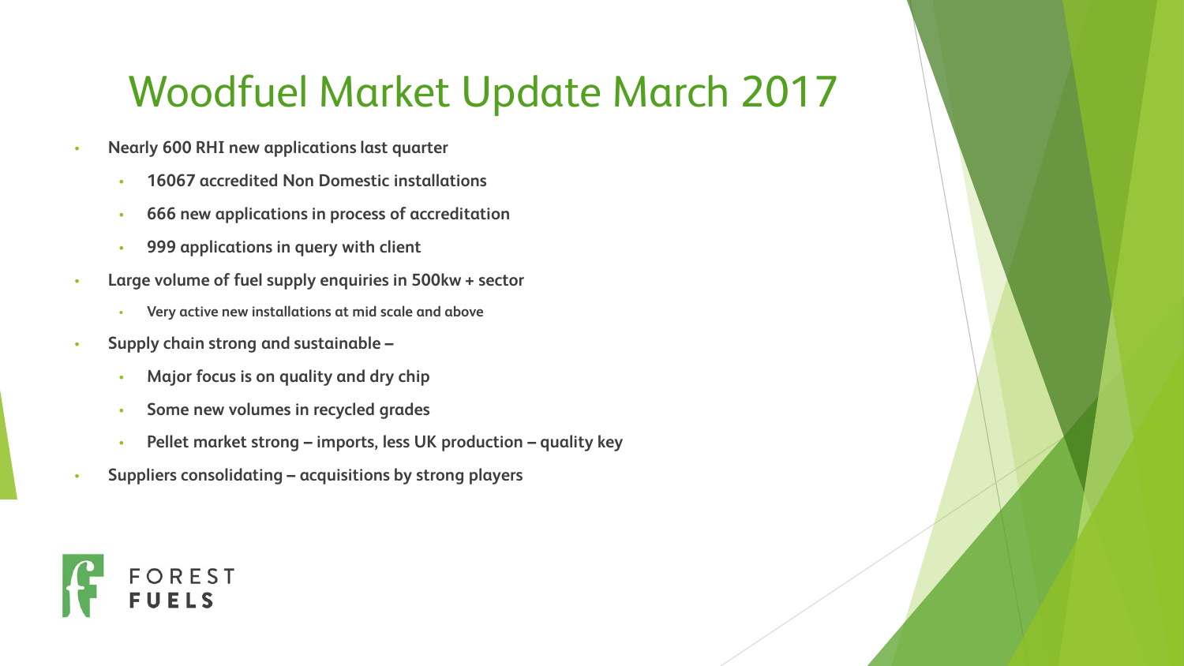# Woodfuel Market Update March 2017

- **Nearly 600 RHI new applications last quarter**
  - **16067 accredited Non Domestic installations**
  - **666 new applications in process of accreditation**
  - **999 applications in query with client**
- **Large volume of fuel supply enquiries in 500kw + sector**
  - **Very active new installations at mid scale and above**
- **Supply chain strong and sustainable –**
  - **Major focus is on quality and dry chip**
  - **Some new volumes in recycled grades**
  - **Pellet market strong – imports, less UK production – quality key**
- **Suppliers consolidating – acquisitions by strong players**

FOREST FUELS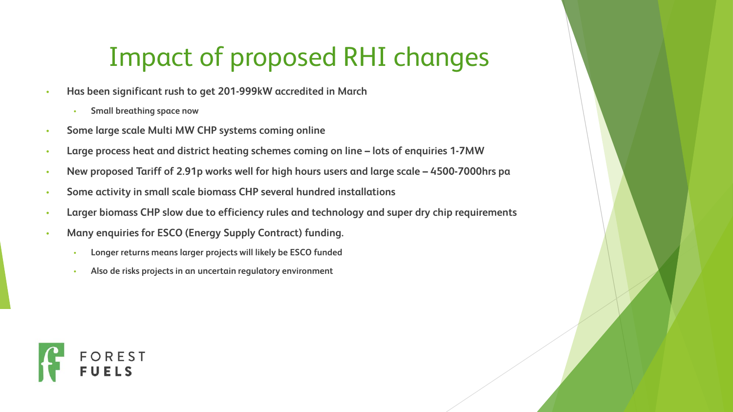# Impact of proposed RHI changes

- **Has been significant rush to get 201-999kW accredited in March**
  - **Small breathing space now**
- **Some large scale Multi MW CHP systems coming online**
- **Large process heat and district heating schemes coming on line – lots of enquiries 1-7MW**
- **New proposed Tariff of 2.91p works well for high hours users and large scale – 4500-7000hrs pa**
- **Some activity in small scale biomass CHP several hundred installations**
- **Larger biomass CHP slow due to efficiency rules and technology and super dry chip requirements**
- **Many enquiries for ESCO (Energy Supply Contract) funding.**
  - **Longer returns means larger projects will likely be ESCO funded**
  - **Also de risks projects in an uncertain regulatory environment**

FOREST FUELS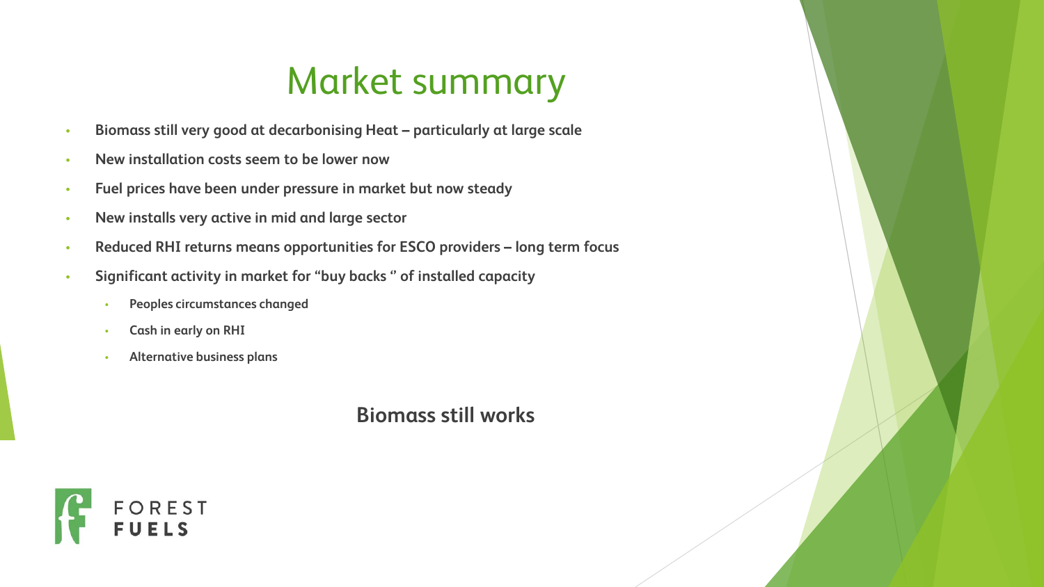# Market summary

- **Biomass still very good at decarbonising Heat – particularly at large scale**
- **New installation costs seem to be lower now**
- **Fuel prices have been under pressure in market but now steady**
- **New installs very active in mid and large sector**
- **Reduced RHI returns means opportunities for ESCO providers – long term focus**
- **Significant activity in market for "buy backs " of installed capacity**
  - **Peoples circumstances changed**
  - **Cash in early on RHI**
  - **Alternative business plans**

**Biomass still works**

FOREST FUELS